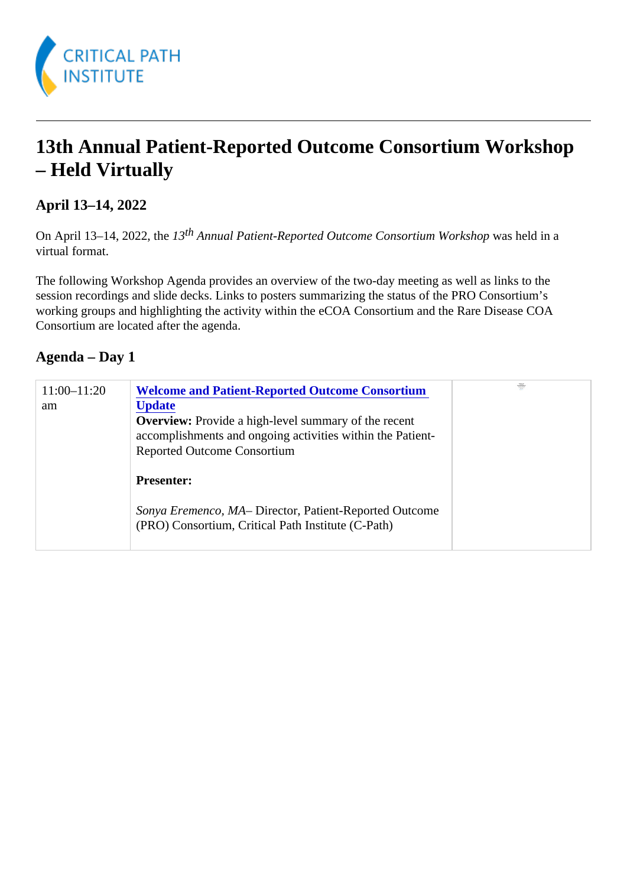# 13th Annual Patient-Reported Outcome Consortium Workshop – Held Virtually

## April 13–14, 2022

On April 13–14, 2022, the *13th Annual Patient-Reported Outcome Consortium Workshop* was held in a virtual format.

The following Workshop Agenda provides an overview of the two-day meeting as well as links to the session recordings and slide decks. Links to posters summarizing the status of the PRO Consortium's working groups and highlighting the activity within the eCOA Consortium and the Rare Disease COA Consortium are located after the agenda.

## Agenda – Day 1

| | | |
|---|---|---|
| 11:00–11:20 am | **Welcome and Patient-Reported Outcome Consortium Update**<br>**Overview:** Provide a high-level summary of the recent accomplishments and ongoing activities within the Patient-Reported Outcome Consortium<br><br>**Presenter:**<br><br>*Sonya Eremenco, MA*– Director, Patient-Reported Outcome (PRO) Consortium, Critical Path Institute (C-Path) | |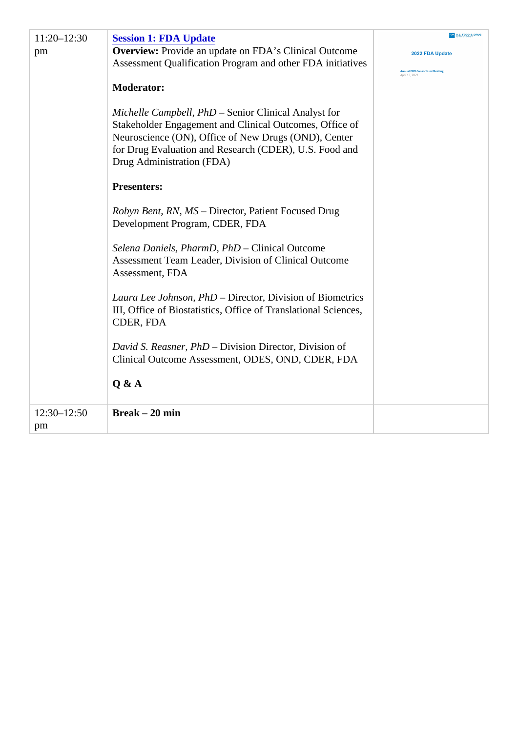| | | |
|---|---|---|
| 11:20–12:30 pm | **Session 1: FDA Update**<br>**Overview:** Provide an update on FDA's Clinical Outcome Assessment Qualification Program and other FDA initiatives<br><br>**Moderator:**<br><br>*Michelle Campbell, PhD* – Senior Clinical Analyst for Stakeholder Engagement and Clinical Outcomes, Office of Neuroscience (ON), Office of New Drugs (OND), Center for Drug Evaluation and Research (CDER), U.S. Food and Drug Administration (FDA)<br><br>**Presenters:**<br><br>*Robyn Bent, RN, MS* – Director, Patient Focused Drug Development Program, CDER, FDA<br><br>*Selena Daniels, PharmD, PhD* – Clinical Outcome Assessment Team Leader, Division of Clinical Outcome Assessment, FDA<br><br>*Laura Lee Johnson, PhD* – Director, Division of Biometrics III, Office of Biostatistics, Office of Translational Sciences, CDER, FDA<br><br>*David S. Reasner, PhD* – Division Director, Division of Clinical Outcome Assessment, ODES, OND, CDER, FDA<br><br>**Q & A** | U.S. FOOD & DRUG<br>2022 FDA Update<br>Annual PRO Consortium Meeting<br>April 13, 2022 |
| 12:30–12:50 pm | **Break – 20 min** | |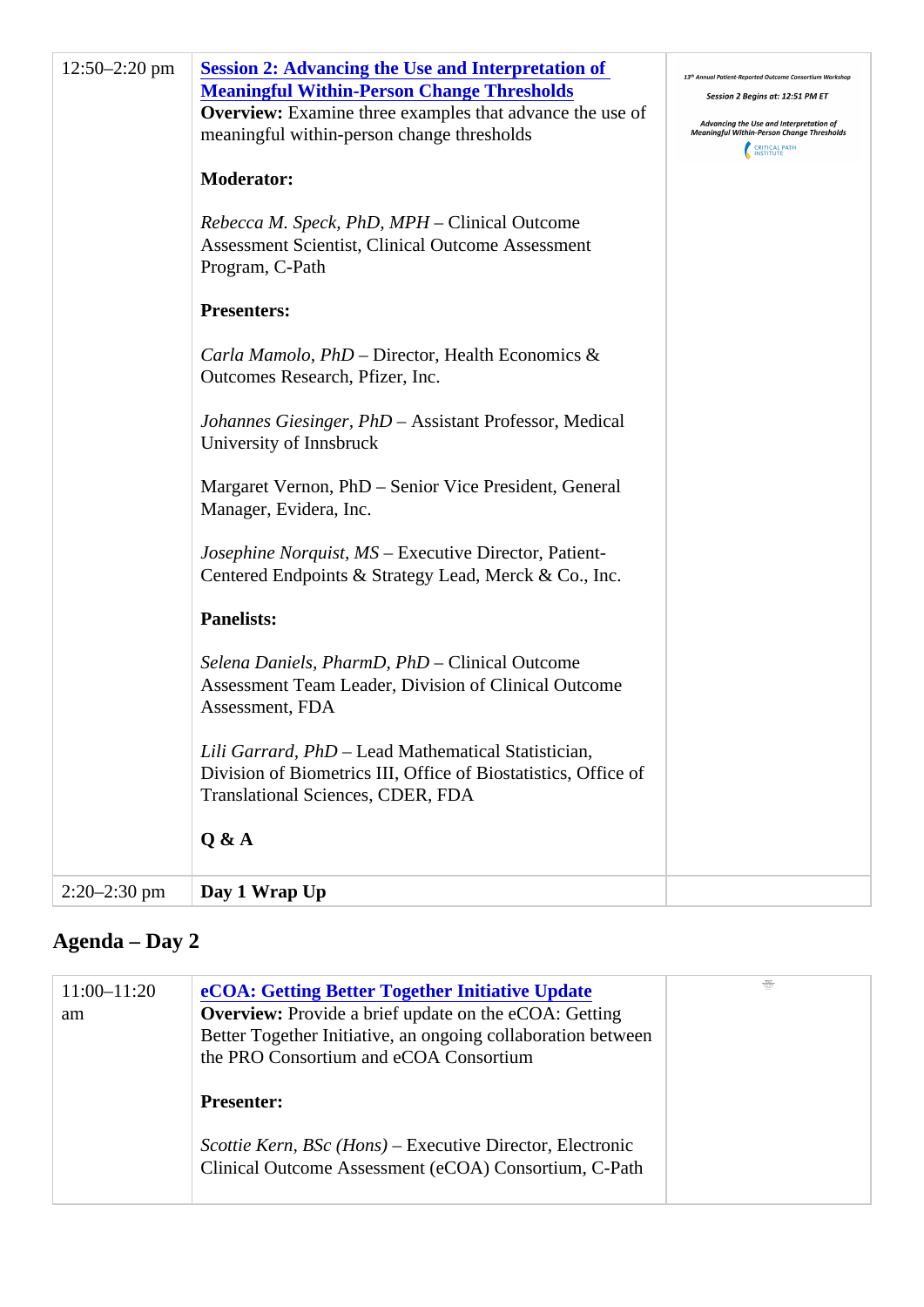| | | |
|---|---|---|
| 12:50–2:20 pm | **Session 2: Advancing the Use and Interpretation of Meaningful Within-Person Change Thresholds**<br>**Overview:** Examine three examples that advance the use of meaningful within-person change thresholds<br><br>**Moderator:**<br><br>*Rebecca M. Speck, PhD, MPH* – Clinical Outcome Assessment Scientist, Clinical Outcome Assessment Program, C-Path<br><br>**Presenters:**<br><br>*Carla Mamolo, PhD* – Director, Health Economics & Outcomes Research, Pfizer, Inc.<br><br>*Johannes Giesinger, PhD* – Assistant Professor, Medical University of Innsbruck<br><br>Margaret Vernon, PhD – Senior Vice President, General Manager, Evidera, Inc.<br><br>*Josephine Norquist, MS* – Executive Director, Patient-Centered Endpoints & Strategy Lead, Merck & Co., Inc.<br><br>**Panelists:**<br><br>*Selena Daniels, PharmD, PhD* – Clinical Outcome Assessment Team Leader, Division of Clinical Outcome Assessment, FDA<br><br>*Lili Garrard, PhD* – Lead Mathematical Statistician, Division of Biometrics III, Office of Biostatistics, Office of Translational Sciences, CDER, FDA<br><br>**Q & A** | 13th Annual Patient-Reported Outcome Consortium Workshop<br>Session 2 Begins at: 12:51 PM ET<br>Advancing the Use and Interpretation of Meaningful Within-Person Change Thresholds<br>CRITICAL PATH INSTITUTE |
| 2:20–2:30 pm | **Day 1 Wrap Up** | |

## Agenda – Day 2

| | | |
|---|---|---|
| 11:00–11:20 am | **eCOA: Getting Better Together Initiative Update**<br>**Overview:** Provide a brief update on the eCOA: Getting Better Together Initiative, an ongoing collaboration between the PRO Consortium and eCOA Consortium<br><br>**Presenter:**<br><br>*Scottie Kern, BSc (Hons)* – Executive Director, Electronic Clinical Outcome Assessment (eCOA) Consortium, C-Path | |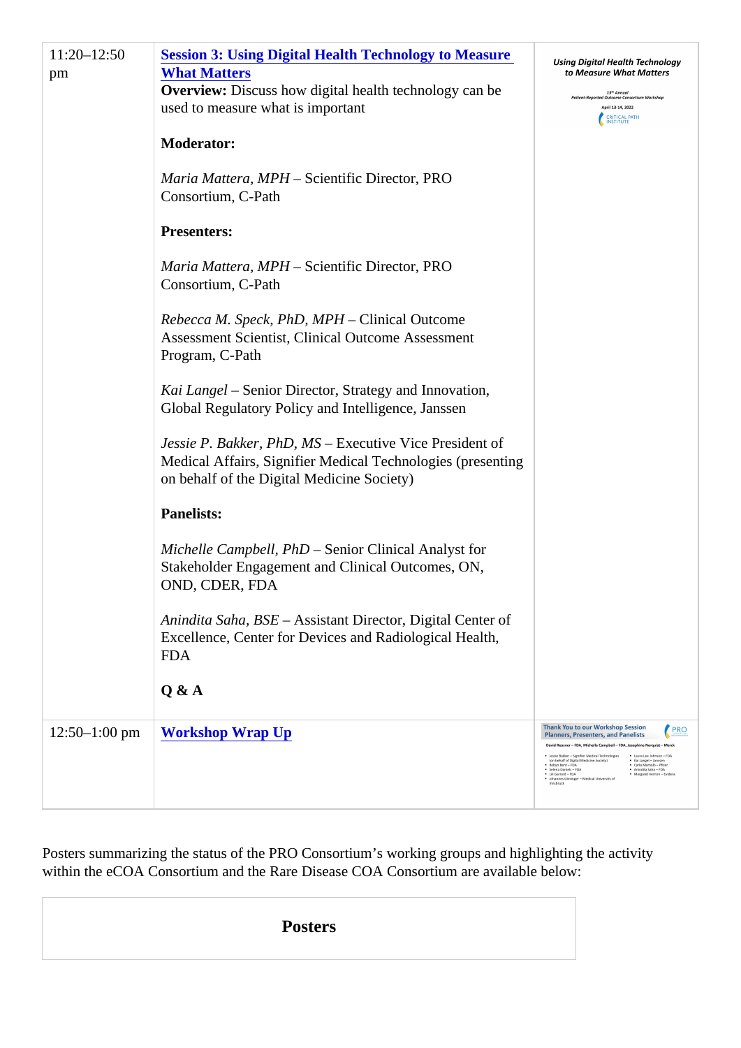| | | |
|---|---|---|
| 11:20–12:50 pm | **Session 3: Using Digital Health Technology to Measure What Matters**<br>**Overview:** Discuss how digital health technology can be used to measure what is important<br><br>**Moderator:**<br><br>*Maria Mattera, MPH* – Scientific Director, PRO Consortium, C-Path<br><br>**Presenters:**<br><br>*Maria Mattera, MPH* – Scientific Director, PRO Consortium, C-Path<br><br>*Rebecca M. Speck, PhD, MPH* – Clinical Outcome Assessment Scientist, Clinical Outcome Assessment Program, C-Path<br><br>*Kai Langel* – Senior Director, Strategy and Innovation, Global Regulatory Policy and Intelligence, Janssen<br><br>*Jessie P. Bakker, PhD, MS* – Executive Vice President of Medical Affairs, Signifier Medical Technologies (presenting on behalf of the Digital Medicine Society)<br><br>**Panelists:**<br><br>*Michelle Campbell, PhD* – Senior Clinical Analyst for Stakeholder Engagement and Clinical Outcomes, ON, OND, CDER, FDA<br><br>*Anindita Saha, BSE* – Assistant Director, Digital Center of Excellence, Center for Devices and Radiological Health, FDA<br><br>**Q & A** | |
| 12:50–1:00 pm | **Workshop Wrap Up** | |

Posters summarizing the status of the PRO Consortium's working groups and highlighting the activity within the eCOA Consortium and the Rare Disease COA Consortium are available below:

| **Posters** |
|---|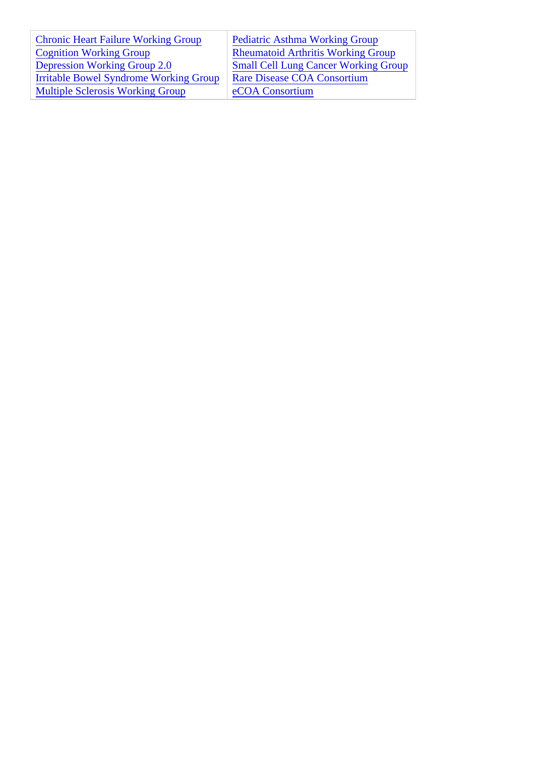| | |
|---|---|
| Chronic Heart Failure Working Group<br>Cognition Working Group<br>Depression Working Group 2.0<br>Irritable Bowel Syndrome Working Group<br>Multiple Sclerosis Working Group | Pediatric Asthma Working Group<br>Rheumatoid Arthritis Working Group<br>Small Cell Lung Cancer Working Group<br>Rare Disease COA Consortium<br>eCOA Consortium |